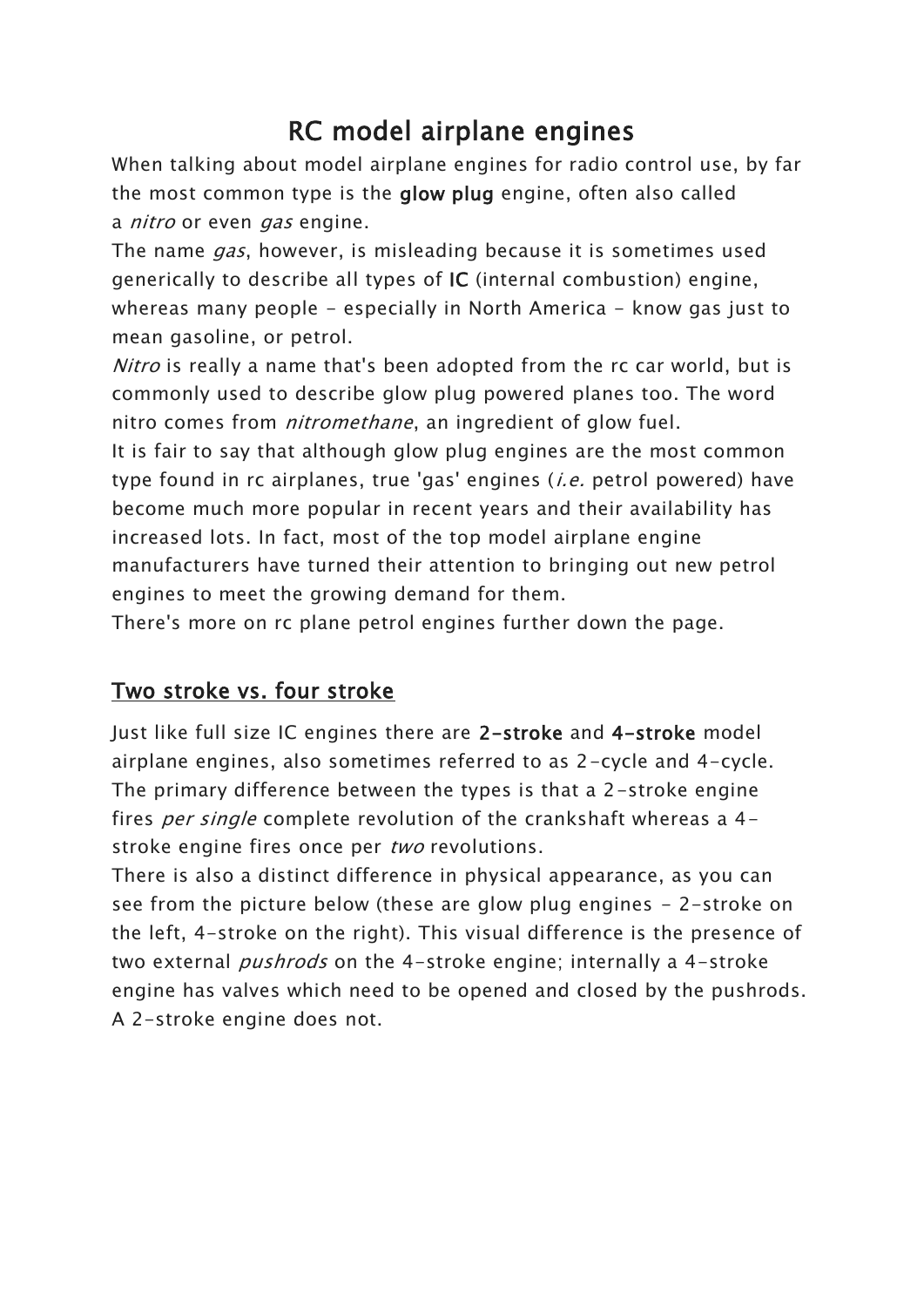# RC model airplane engines

When talking about model airplane engines for radio control use, by far the most common type is the **glow plug** engine, often also called a *nitro* or even *gas* engine.

The name *gas*, however, is misleading because it is sometimes used generically to describe all types of **IC** (internal combustion) engine, whereas many people - especially in North America - know gas just to mean gasoline, or petrol.

*Nitro* is really a name that's been adopted from the rc car world, but is commonly used to describe glow plug powered planes too. The word nitro comes from *nitromethane*, an ingredient of glow fuel.

It is fair to say that although glow plug engines are the most common type found in rc airplanes, true 'gas' engines (*i.e.* petrol powered) have become much more popular in recent years and their availability has increased lots. In fact, most of the top model airplane engine manufacturers have turned their attention to bringing out new petrol engines to meet the growing demand for them.

There's more on rc plane petrol engines further down the page.

## Two stroke vs. four stroke

Just like full size IC engines there are **2-stroke** and **4-stroke** model airplane engines, also sometimes referred to as 2-cycle and 4-cycle. The primary difference between the types is that a 2-stroke engine fires *per single* complete revolution of the crankshaft whereas a 4-stroke engine fires once per *two* revolutions.

There is also a distinct difference in physical appearance, as you can see from the picture below (these are glow plug engines - 2-stroke on the left, 4-stroke on the right). This visual difference is the presence of two external *pushrods* on the 4-stroke engine; internally a 4-stroke engine has valves which need to be opened and closed by the pushrods. A 2-stroke engine does not.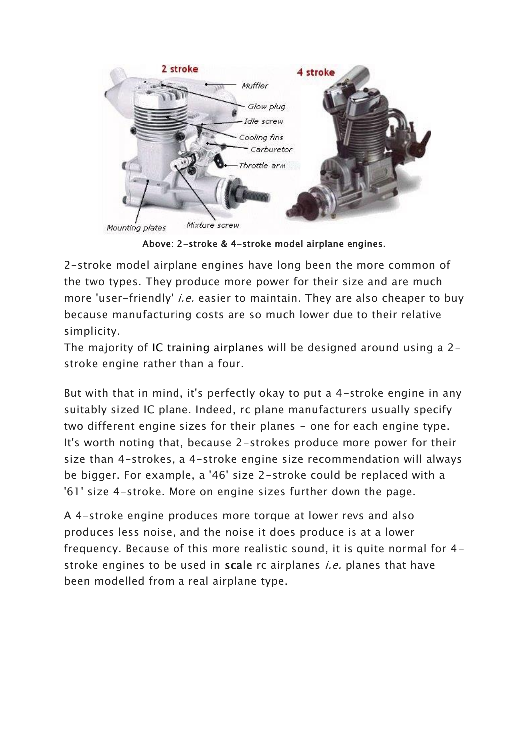Above: 2-stroke & 4-stroke model airplane engines.

2-stroke model airplane engines have long been the more common of the two types. They produce more power for their size and are much more 'user-friendly' *i.e.* easier to maintain. They are also cheaper to buy because manufacturing costs are so much lower due to their relative simplicity.
The majority of IC training airplanes will be designed around using a 2-stroke engine rather than a four.

But with that in mind, it's perfectly okay to put a 4-stroke engine in any suitably sized IC plane. Indeed, rc plane manufacturers usually specify two different engine sizes for their planes - one for each engine type. It's worth noting that, because 2-strokes produce more power for their size than 4-strokes, a 4-stroke engine size recommendation will always be bigger. For example, a '46' size 2-stroke could be replaced with a '61' size 4-stroke. More on engine sizes further down the page.

A 4-stroke engine produces more torque at lower revs and also produces less noise, and the noise it does produce is at a lower frequency. Because of this more realistic sound, it is quite normal for 4-stroke engines to be used in scale rc airplanes *i.e.* planes that have been modelled from a real airplane type.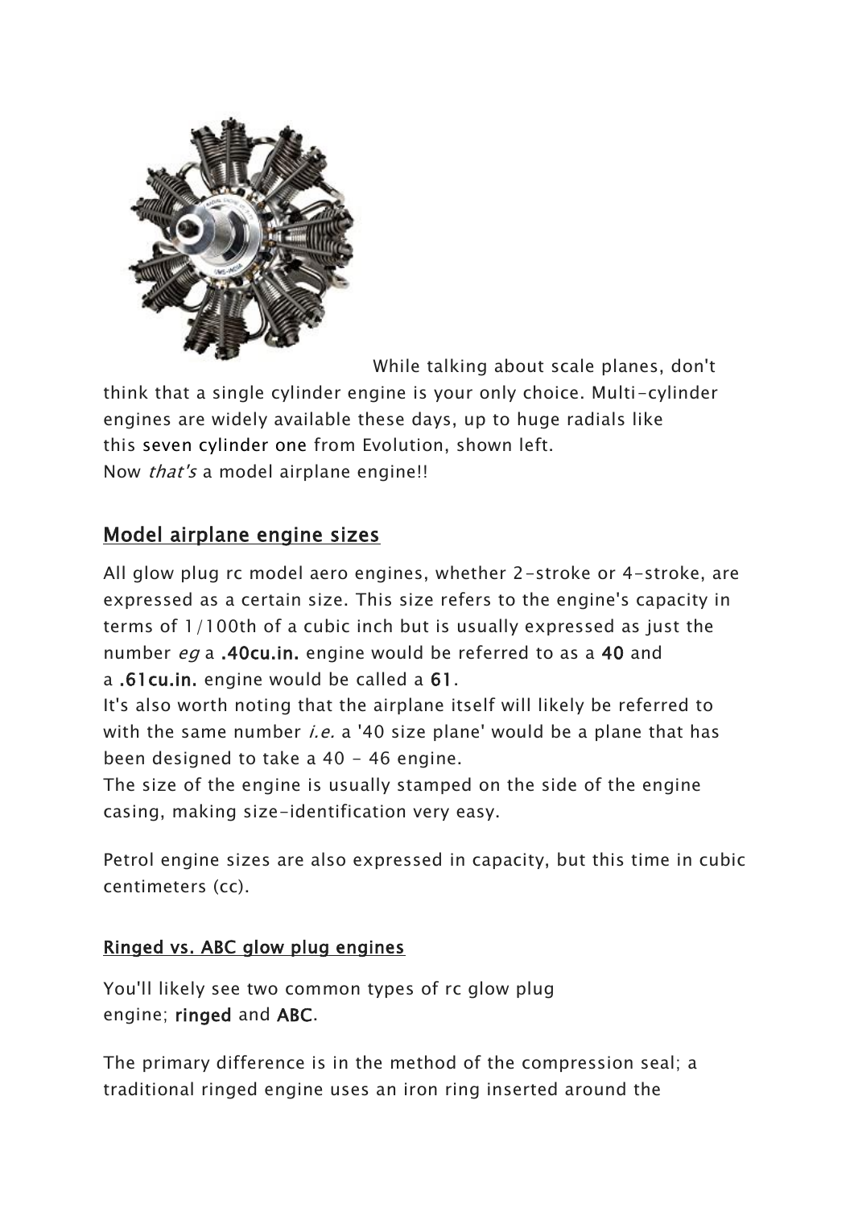While talking about scale planes, don't think that a single cylinder engine is your only choice. Multi-cylinder engines are widely available these days, up to huge radials like this seven cylinder one from Evolution, shown left.
Now *that's* a model airplane engine!!

## Model airplane engine sizes

All glow plug rc model aero engines, whether 2-stroke or 4-stroke, are expressed as a certain size. This size refers to the engine's capacity in terms of 1/100th of a cubic inch but is usually expressed as just the number *eg* a **.40cu.in.** engine would be referred to as a **40** and a **.61cu.in.** engine would be called a **61**.
It's also worth noting that the airplane itself will likely be referred to with the same number *i.e.* a '40 size plane' would be a plane that has been designed to take a 40 - 46 engine.
The size of the engine is usually stamped on the side of the engine casing, making size-identification very easy.

Petrol engine sizes are also expressed in capacity, but this time in cubic centimeters (cc).

### Ringed vs. ABC glow plug engines

You'll likely see two common types of rc glow plug engine; **ringed** and **ABC**.

The primary difference is in the method of the compression seal; a traditional ringed engine uses an iron ring inserted around the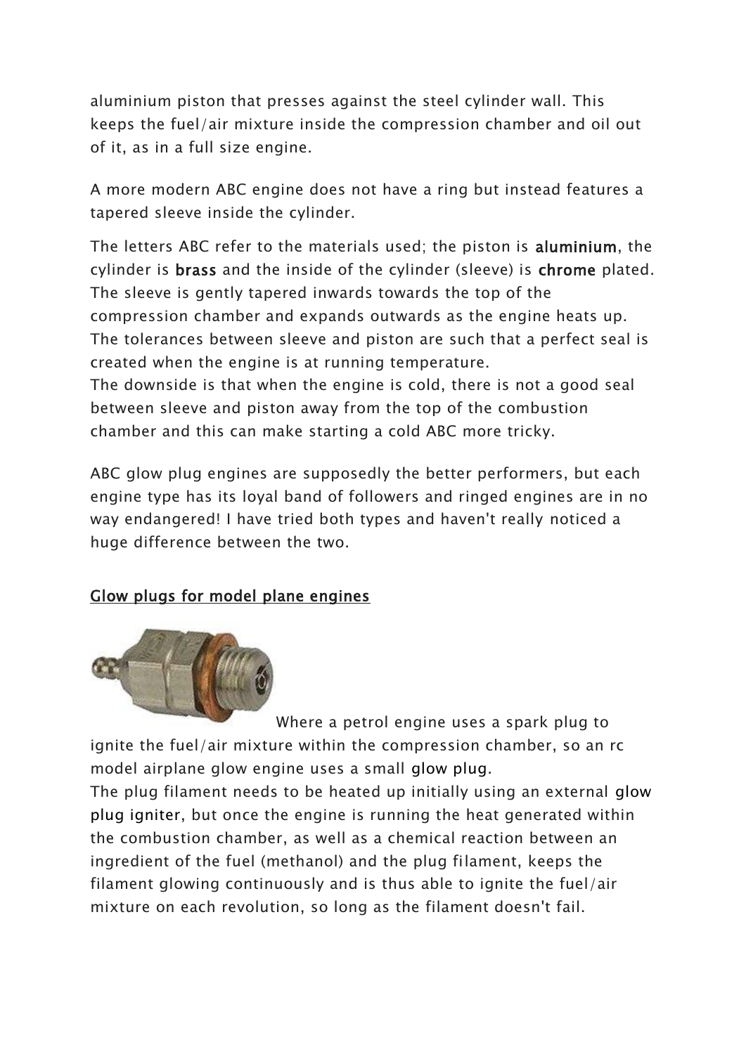aluminium piston that presses against the steel cylinder wall. This keeps the fuel/air mixture inside the compression chamber and oil out of it, as in a full size engine.

A more modern ABC engine does not have a ring but instead features a tapered sleeve inside the cylinder.

The letters ABC refer to the materials used; the piston is aluminium, the cylinder is brass and the inside of the cylinder (sleeve) is chrome plated. The sleeve is gently tapered inwards towards the top of the compression chamber and expands outwards as the engine heats up. The tolerances between sleeve and piston are such that a perfect seal is created when the engine is at running temperature.
The downside is that when the engine is cold, there is not a good seal between sleeve and piston away from the top of the combustion chamber and this can make starting a cold ABC more tricky.

ABC glow plug engines are supposedly the better performers, but each engine type has its loyal band of followers and ringed engines are in no way endangered! I have tried both types and haven't really noticed a huge difference between the two.

## Glow plugs for model plane engines

Where a petrol engine uses a spark plug to ignite the fuel/air mixture within the compression chamber, so an rc model airplane glow engine uses a small glow plug.
The plug filament needs to be heated up initially using an external glow plug igniter, but once the engine is running the heat generated within the combustion chamber, as well as a chemical reaction between an ingredient of the fuel (methanol) and the plug filament, keeps the filament glowing continuously and is thus able to ignite the fuel/air mixture on each revolution, so long as the filament doesn't fail.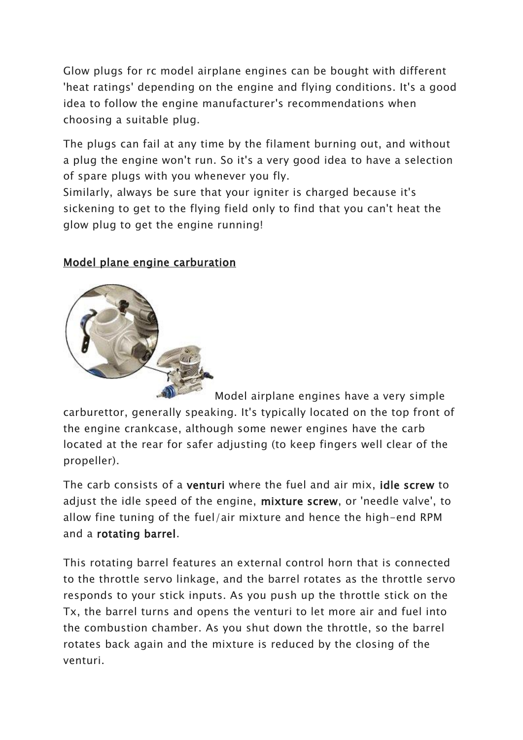Glow plugs for rc model airplane engines can be bought with different 'heat ratings' depending on the engine and flying conditions. It's a good idea to follow the engine manufacturer's recommendations when choosing a suitable plug.

The plugs can fail at any time by the filament burning out, and without a plug the engine won't run. So it's a very good idea to have a selection of spare plugs with you whenever you fly.
Similarly, always be sure that your igniter is charged because it's sickening to get to the flying field only to find that you can't heat the glow plug to get the engine running!

## Model plane engine carburation

Model airplane engines have a very simple carburettor, generally speaking. It's typically located on the top front of the engine crankcase, although some newer engines have the carb located at the rear for safer adjusting (to keep fingers well clear of the propeller).

The carb consists of a **venturi** where the fuel and air mix, **idle screw** to adjust the idle speed of the engine, **mixture screw**, or 'needle valve', to allow fine tuning of the fuel/air mixture and hence the high-end RPM and a **rotating barrel**.

This rotating barrel features an external control horn that is connected to the throttle servo linkage, and the barrel rotates as the throttle servo responds to your stick inputs. As you push up the throttle stick on the Tx, the barrel turns and opens the venturi to let more air and fuel into the combustion chamber. As you shut down the throttle, so the barrel rotates back again and the mixture is reduced by the closing of the venturi.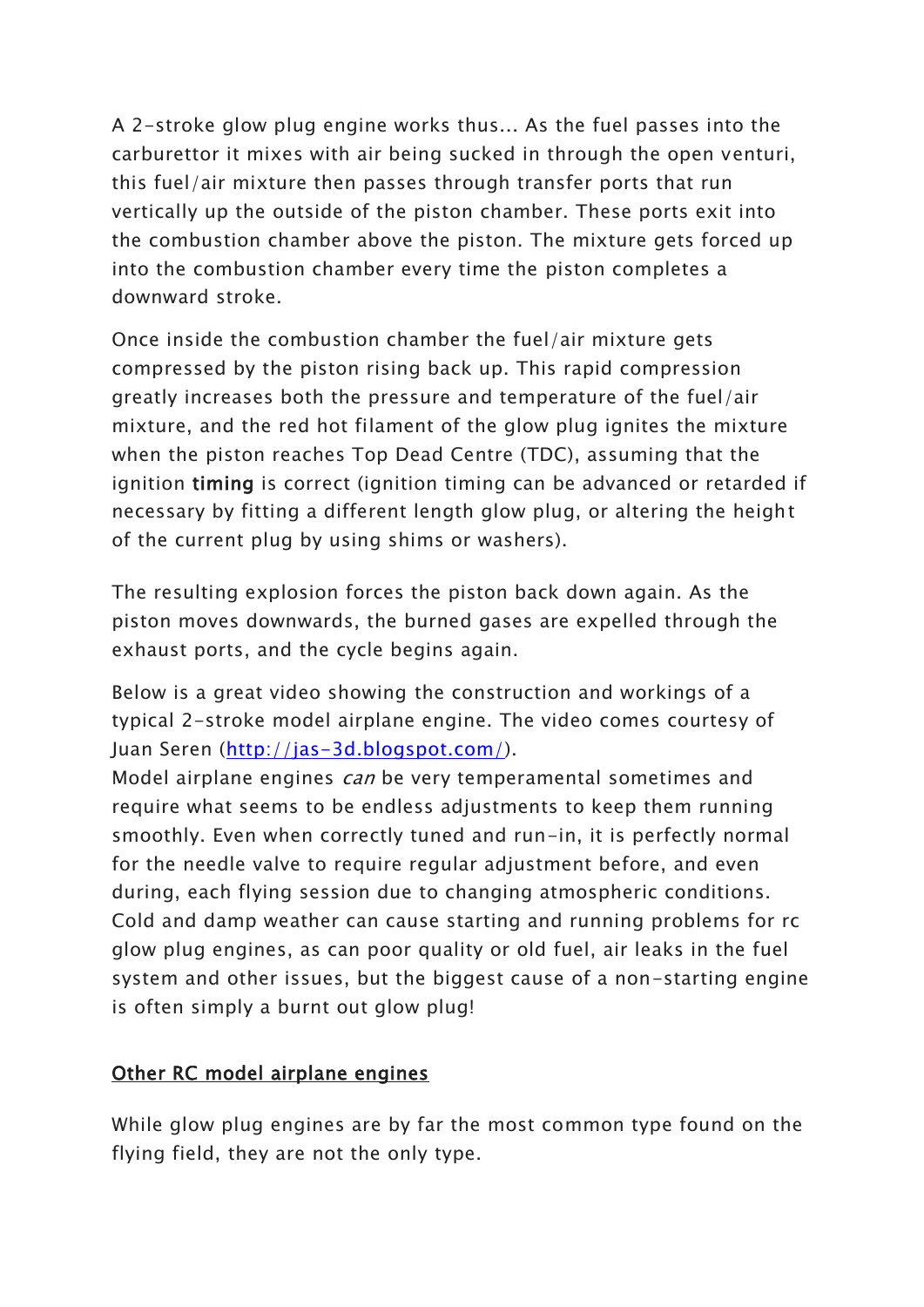A 2-stroke glow plug engine works thus... As the fuel passes into the carburettor it mixes with air being sucked in through the open venturi, this fuel/air mixture then passes through transfer ports that run vertically up the outside of the piston chamber. These ports exit into the combustion chamber above the piston. The mixture gets forced up into the combustion chamber every time the piston completes a downward stroke.

Once inside the combustion chamber the fuel/air mixture gets compressed by the piston rising back up. This rapid compression greatly increases both the pressure and temperature of the fuel/air mixture, and the red hot filament of the glow plug ignites the mixture when the piston reaches Top Dead Centre (TDC), assuming that the ignition **timing** is correct (ignition timing can be advanced or retarded if necessary by fitting a different length glow plug, or altering the height of the current plug by using shims or washers).

The resulting explosion forces the piston back down again. As the piston moves downwards, the burned gases are expelled through the exhaust ports, and the cycle begins again.

Below is a great video showing the construction and workings of a typical 2-stroke model airplane engine. The video comes courtesy of Juan Seren ([http://jas-3d.blogspot.com/](http://jas-3d.blogspot.com/)).
Model airplane engines *can* be very temperamental sometimes and require what seems to be endless adjustments to keep them running smoothly. Even when correctly tuned and run-in, it is perfectly normal for the needle valve to require regular adjustment before, and even during, each flying session due to changing atmospheric conditions. Cold and damp weather can cause starting and running problems for rc glow plug engines, as can poor quality or old fuel, air leaks in the fuel system and other issues, but the biggest cause of a non-starting engine is often simply a burnt out glow plug!

## Other RC model airplane engines

While glow plug engines are by far the most common type found on the flying field, they are not the only type.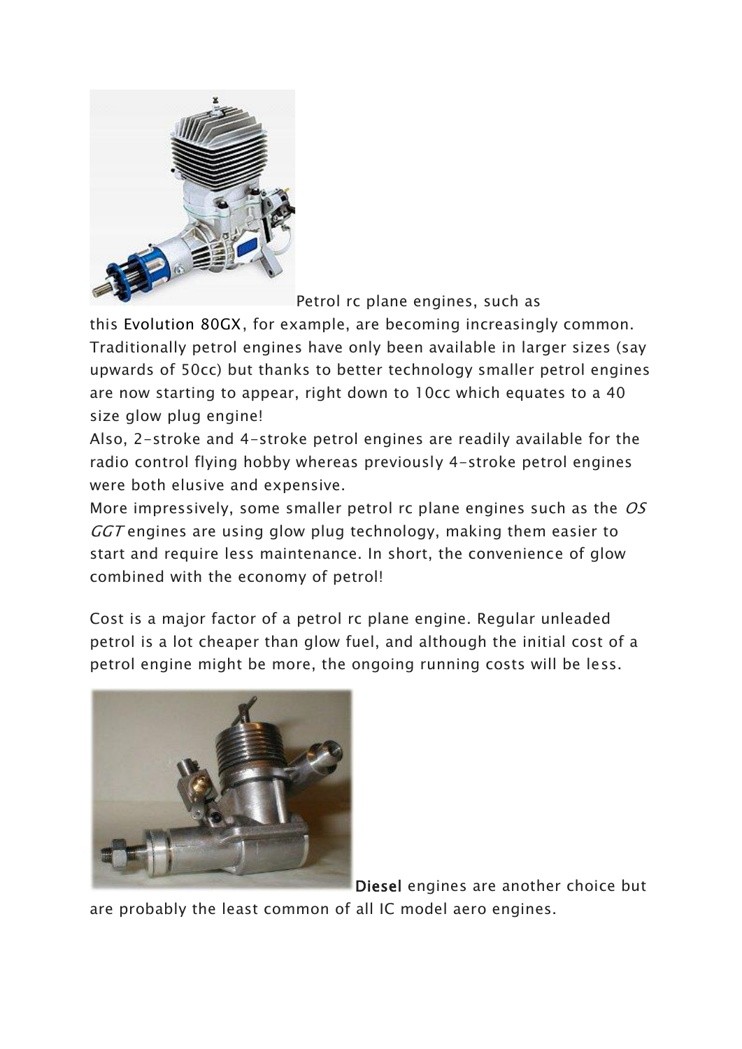Petrol rc plane engines, such as this Evolution 80GX, for example, are becoming increasingly common. Traditionally petrol engines have only been available in larger sizes (say upwards of 50cc) but thanks to better technology smaller petrol engines are now starting to appear, right down to 10cc which equates to a 40 size glow plug engine!

Also, 2-stroke and 4-stroke petrol engines are readily available for the radio control flying hobby whereas previously 4-stroke petrol engines were both elusive and expensive.

More impressively, some smaller petrol rc plane engines such as the *OS GGT* engines are using glow plug technology, making them easier to start and require less maintenance. In short, the convenience of glow combined with the economy of petrol!

Cost is a major factor of a petrol rc plane engine. Regular unleaded petrol is a lot cheaper than glow fuel, and although the initial cost of a petrol engine might be more, the ongoing running costs will be less.

Diesel engines are another choice but are probably the least common of all IC model aero engines.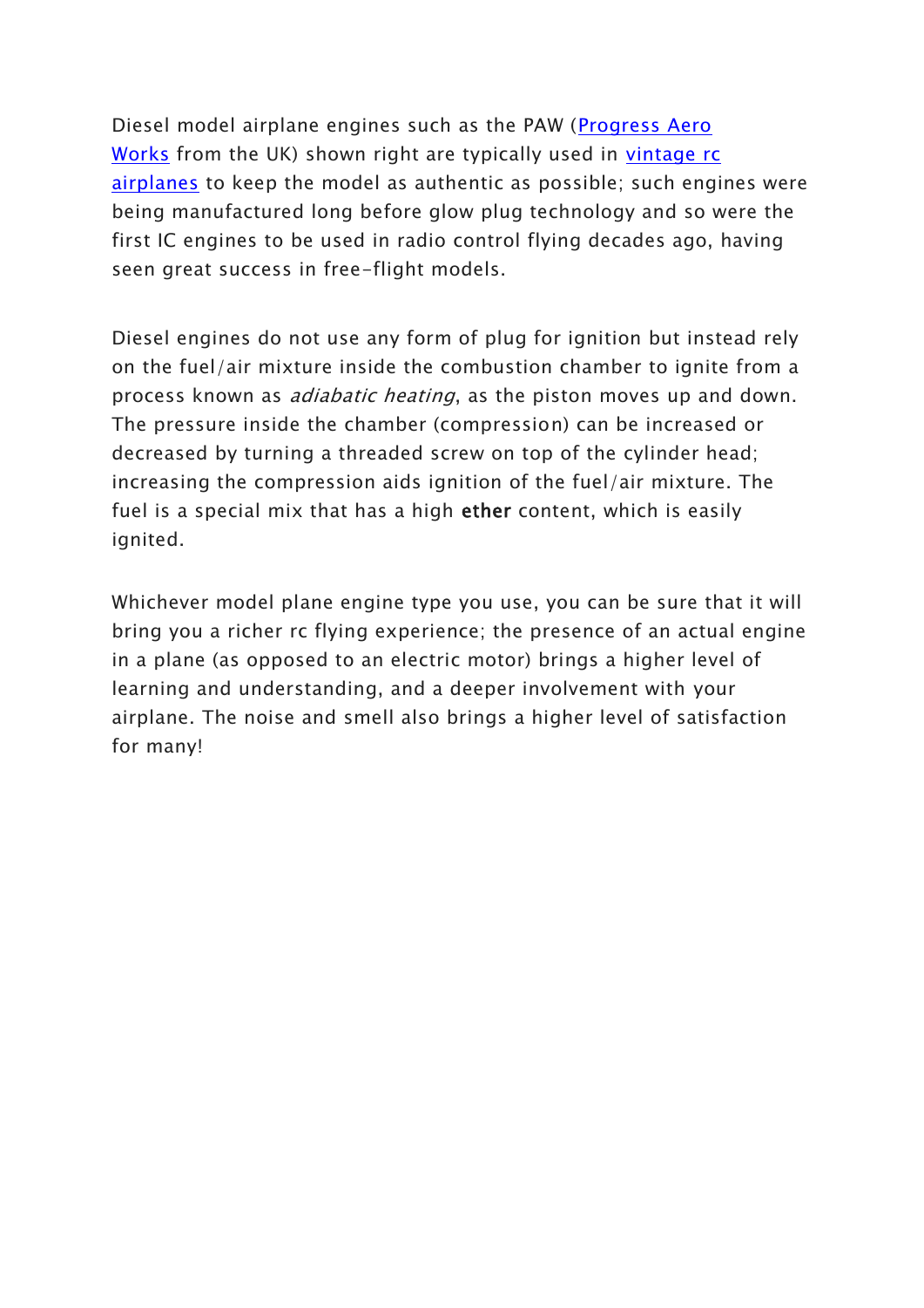Diesel model airplane engines such as the PAW (Progress Aero Works from the UK) shown right are typically used in vintage rc airplanes to keep the model as authentic as possible; such engines were being manufactured long before glow plug technology and so were the first IC engines to be used in radio control flying decades ago, having seen great success in free-flight models.

Diesel engines do not use any form of plug for ignition but instead rely on the fuel/air mixture inside the combustion chamber to ignite from a process known as *adiabatic heating*, as the piston moves up and down. The pressure inside the chamber (compression) can be increased or decreased by turning a threaded screw on top of the cylinder head; increasing the compression aids ignition of the fuel/air mixture. The fuel is a special mix that has a high **ether** content, which is easily ignited.

Whichever model plane engine type you use, you can be sure that it will bring you a richer rc flying experience; the presence of an actual engine in a plane (as opposed to an electric motor) brings a higher level of learning and understanding, and a deeper involvement with your airplane. The noise and smell also brings a higher level of satisfaction for many!